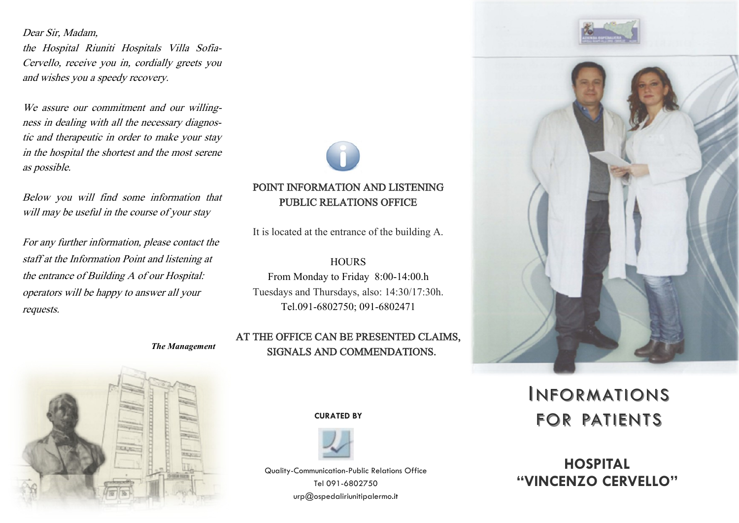*Dear Sir, Madam,*

*the Hospital Riuniti Hospitals Villa Sofia-Cervello, receive you in, cordially greets you and wishes you a speedy recovery.*

*We assure our commitment and our willingness in dealing with all the necessary diagnostic and therapeutic in order to make your stay in the hospital the shortest and the most serene as possible.*

*Below you will find some information that will may be useful in the course of your stay*

*For any further information, please contact the staff at the Information Point and listening at the entrance of Building A of our Hospital: operators will be happy to answer all your requests.*

***The Management***

## POINT INFORMATION AND LISTENING PUBLIC RELATIONS OFFICE

It is located at the entrance of the building A.

HOURS

From Monday to Friday 8:00-14:00.h

Tuesdays and Thursdays, also: 14:30/17:30h.

Tel.091-6802750; 091-6802471

AT THE OFFICE CAN BE PRESENTED CLAIMS, SIGNALS AND COMMENDATIONS.

**CURATED BY**

Quality-Communication-Public Relations Office

Tel 091-6802750

urp@ospedaliriunitipalermo.it

# INFORMATIONS FOR PATIENTS

## HOSPITAL "VINCENZO CERVELLO"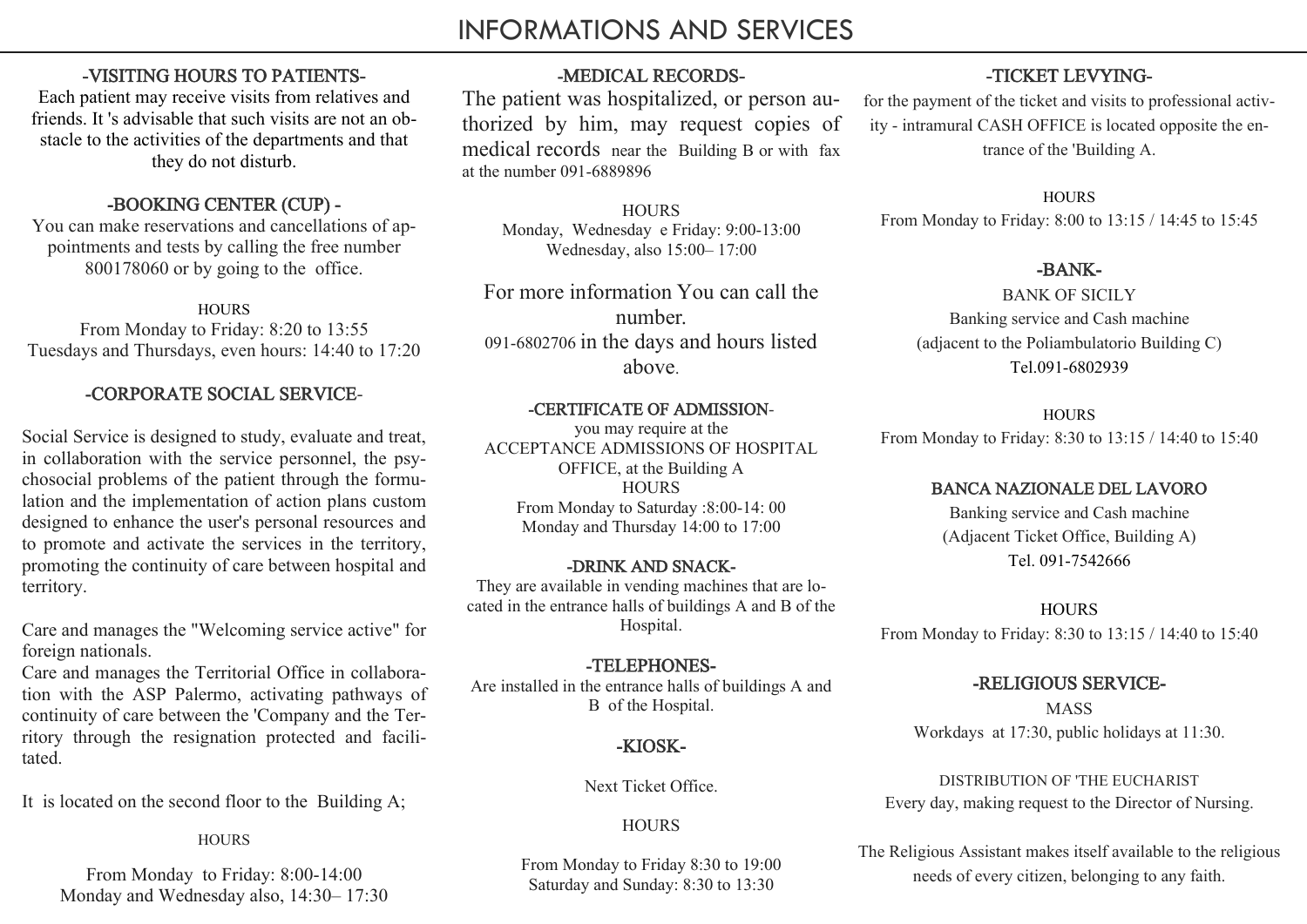# INFORMATIONS AND SERVICES

## -VISITING HOURS TO PATIENTS-

Each patient may receive visits from relatives and friends. It 's advisable that such visits are not an obstacle to the activities of the departments and that they do not disturb.

## -BOOKING CENTER (CUP) -

You can make reservations and cancellations of appointments and tests by calling the free number 800178060 or by going to the office.

HOURS

From Monday to Friday: 8:20 to 13:55

Tuesdays and Thursdays, even hours: 14:40 to 17:20

## -CORPORATE SOCIAL SERVICE-

Social Service is designed to study, evaluate and treat, in collaboration with the service personnel, the psychosocial problems of the patient through the formulation and the implementation of action plans custom designed to enhance the user's personal resources and to promote and activate the services in the territory, promoting the continuity of care between hospital and territory.

Care and manages the "Welcoming service active" for foreign nationals.

Care and manages the Territorial Office in collaboration with the ASP Palermo, activating pathways of continuity of care between the 'Company and the Territory through the resignation protected and facilitated.

It is located on the second floor to the Building A;

HOURS

From Monday to Friday: 8:00-14:00

Monday and Wednesday also, 14:30– 17:30

## -MEDICAL RECORDS-

The patient was hospitalized, or person authorized by him, may request copies of medical records near the Building B or with fax at the number 091-6889896

HOURS

Monday, Wednesday e Friday: 9:00-13:00

Wednesday, also 15:00– 17:00

For more information You can call the number. 091-6802706 in the days and hours listed above.

## -CERTIFICATE OF ADMISSION-

you may require at the ACCEPTANCE ADMISSIONS OF HOSPITAL OFFICE, at the Building A

HOURS

From Monday to Saturday :8:00-14: 00

Monday and Thursday 14:00 to 17:00

## -DRINK AND SNACK-

They are available in vending machines that are located in the entrance halls of buildings A and B of the Hospital.

## -TELEPHONES-

Are installed in the entrance halls of buildings A and B of the Hospital.

## -KIOSK-

Next Ticket Office.

HOURS

From Monday to Friday 8:30 to 19:00

Saturday and Sunday: 8:30 to 13:30

## -TICKET LEVYING-

for the payment of the ticket and visits to professional activity - intramural CASH OFFICE is located opposite the entrance of the 'Building A.

HOURS

From Monday to Friday: 8:00 to 13:15 / 14:45 to 15:45

## -BANK-

BANK OF SICILY

Banking service and Cash machine

(adjacent to the Poliambulatorio Building C)

Tel.091-6802939

HOURS

From Monday to Friday: 8:30 to 13:15 / 14:40 to 15:40

## BANCA NAZIONALE DEL LAVORO

Banking service and Cash machine

(Adjacent Ticket Office, Building A)

Tel. 091-7542666

HOURS

From Monday to Friday: 8:30 to 13:15 / 14:40 to 15:40

## -RELIGIOUS SERVICE-

MASS

Workdays at 17:30, public holidays at 11:30.

DISTRIBUTION OF 'THE EUCHARIST

Every day, making request to the Director of Nursing.

The Religious Assistant makes itself available to the religious needs of every citizen, belonging to any faith.